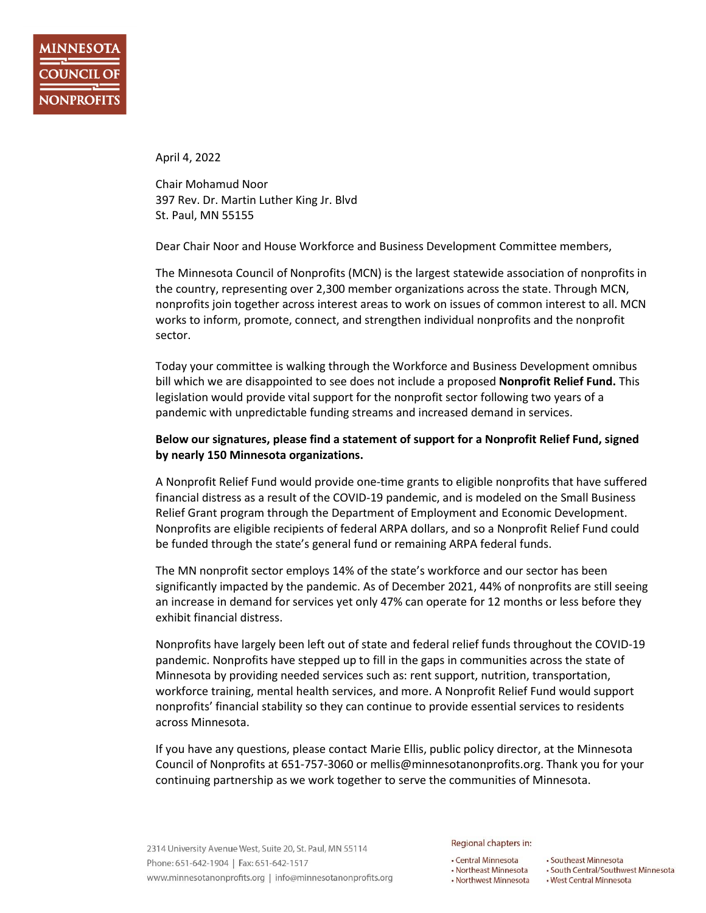**MINNESOTA COUNCIL OF NONPROFITS**

April 4, 2022

Chair Mohamud Noor
397 Rev. Dr. Martin Luther King Jr. Blvd
St. Paul, MN 55155

Dear Chair Noor and House Workforce and Business Development Committee members,

The Minnesota Council of Nonprofits (MCN) is the largest statewide association of nonprofits in the country, representing over 2,300 member organizations across the state. Through MCN, nonprofits join together across interest areas to work on issues of common interest to all. MCN works to inform, promote, connect, and strengthen individual nonprofits and the nonprofit sector.

Today your committee is walking through the Workforce and Business Development omnibus bill which we are disappointed to see does not include a proposed **Nonprofit Relief Fund.** This legislation would provide vital support for the nonprofit sector following two years of a pandemic with unpredictable funding streams and increased demand in services.

**Below our signatures, please find a statement of support for a Nonprofit Relief Fund, signed by nearly 150 Minnesota organizations.**

A Nonprofit Relief Fund would provide one-time grants to eligible nonprofits that have suffered financial distress as a result of the COVID-19 pandemic, and is modeled on the Small Business Relief Grant program through the Department of Employment and Economic Development. Nonprofits are eligible recipients of federal ARPA dollars, and so a Nonprofit Relief Fund could be funded through the state's general fund or remaining ARPA federal funds.

The MN nonprofit sector employs 14% of the state's workforce and our sector has been significantly impacted by the pandemic. As of December 2021, 44% of nonprofits are still seeing an increase in demand for services yet only 47% can operate for 12 months or less before they exhibit financial distress.

Nonprofits have largely been left out of state and federal relief funds throughout the COVID-19 pandemic. Nonprofits have stepped up to fill in the gaps in communities across the state of Minnesota by providing needed services such as: rent support, nutrition, transportation, workforce training, mental health services, and more. A Nonprofit Relief Fund would support nonprofits' financial stability so they can continue to provide essential services to residents across Minnesota.

If you have any questions, please contact Marie Ellis, public policy director, at the Minnesota Council of Nonprofits at 651-757-3060 or mellis@minnesotanonprofits.org. Thank you for your continuing partnership as we work together to serve the communities of Minnesota.

2314 University Avenue West, Suite 20, St. Paul, MN 55114
Phone: 651-642-1904 | Fax: 651-642-1517
www.minnesotanonprofits.org | info@minnesotanonprofits.org

Regional chapters in:

- Central Minnesota
- Northeast Minnesota
- Northwest Minnesota
- Southeast Minnesota
- South Central/Southwest Minnesota
- West Central Minnesota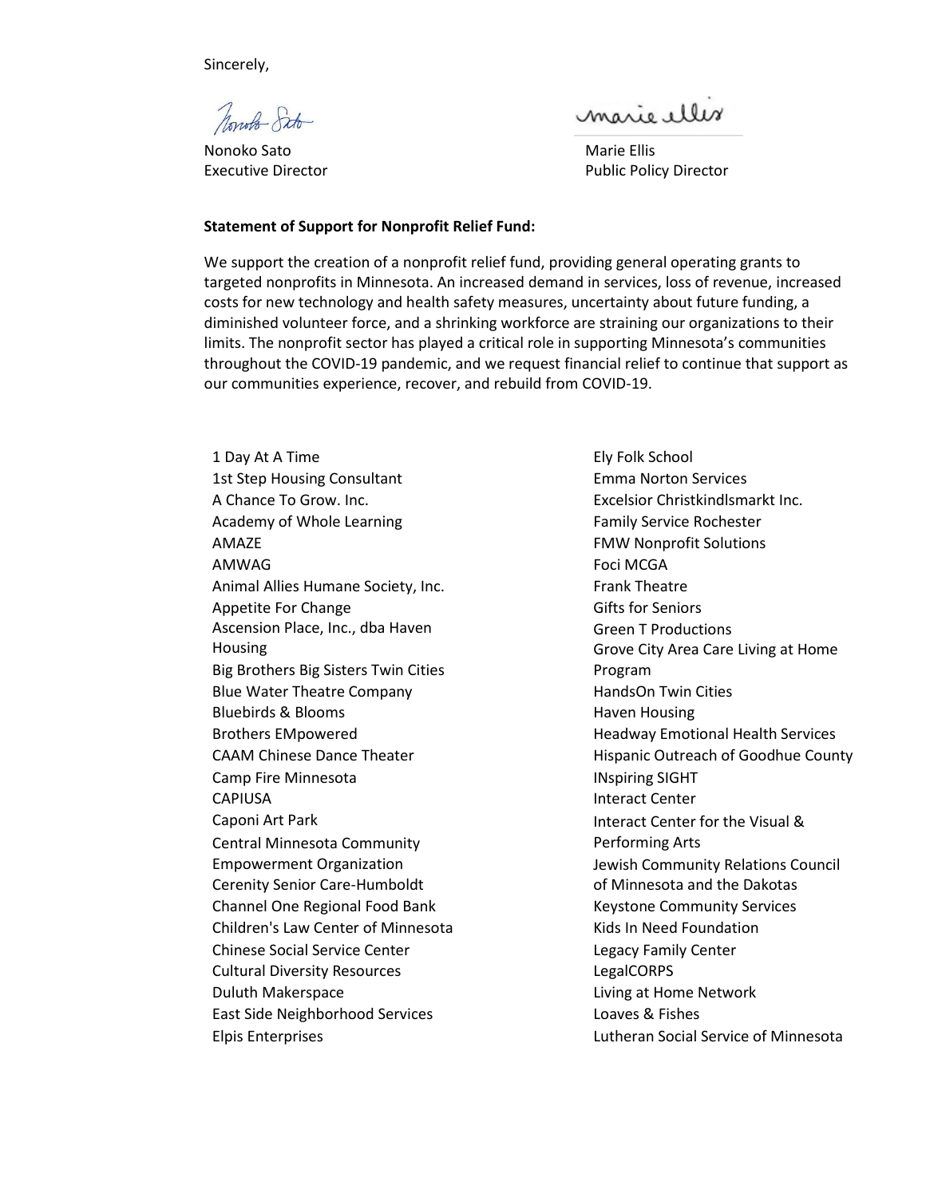Sincerely,

Nonoko Sato
Executive Director

Marie Ellis
Public Policy Director

**Statement of Support for Nonprofit Relief Fund:**

We support the creation of a nonprofit relief fund, providing general operating grants to targeted nonprofits in Minnesota. An increased demand in services, loss of revenue, increased costs for new technology and health safety measures, uncertainty about future funding, a diminished volunteer force, and a shrinking workforce are straining our organizations to their limits. The nonprofit sector has played a critical role in supporting Minnesota's communities throughout the COVID-19 pandemic, and we request financial relief to continue that support as our communities experience, recover, and rebuild from COVID-19.

1 Day At A Time
1st Step Housing Consultant
A Chance To Grow. Inc.
Academy of Whole Learning
AMAZE
AMWAG
Animal Allies Humane Society, Inc.
Appetite For Change
Ascension Place, Inc., dba Haven Housing
Big Brothers Big Sisters Twin Cities
Blue Water Theatre Company
Bluebirds & Blooms
Brothers EMpowered
CAAM Chinese Dance Theater
Camp Fire Minnesota
CAPIUSA
Caponi Art Park
Central Minnesota Community Empowerment Organization
Cerenity Senior Care-Humboldt
Channel One Regional Food Bank
Children's Law Center of Minnesota
Chinese Social Service Center
Cultural Diversity Resources
Duluth Makerspace
East Side Neighborhood Services
Elpis Enterprises
Ely Folk School
Emma Norton Services
Excelsior Christkindlsmarkt Inc.
Family Service Rochester
FMW Nonprofit Solutions
Foci MCGA
Frank Theatre
Gifts for Seniors
Green T Productions
Grove City Area Care Living at Home Program
HandsOn Twin Cities
Haven Housing
Headway Emotional Health Services
Hispanic Outreach of Goodhue County
INspiring SIGHT
Interact Center
Interact Center for the Visual & Performing Arts
Jewish Community Relations Council of Minnesota and the Dakotas
Keystone Community Services
Kids In Need Foundation
Legacy Family Center
LegalCORPS
Living at Home Network
Loaves & Fishes
Lutheran Social Service of Minnesota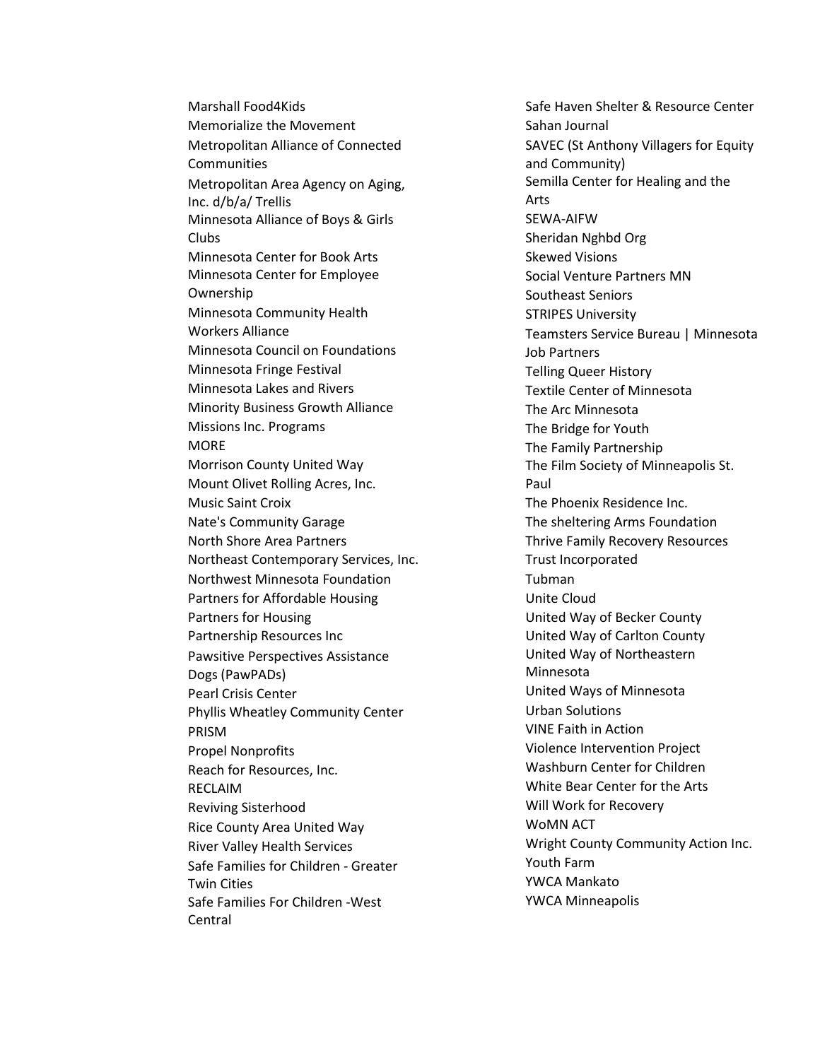Marshall Food4Kids
Memorialize the Movement
Metropolitan Alliance of Connected Communities
Metropolitan Area Agency on Aging, Inc. d/b/a/ Trellis
Minnesota Alliance of Boys & Girls Clubs
Minnesota Center for Book Arts
Minnesota Center for Employee Ownership
Minnesota Community Health Workers Alliance
Minnesota Council on Foundations
Minnesota Fringe Festival
Minnesota Lakes and Rivers
Minority Business Growth Alliance
Missions Inc. Programs
MORE
Morrison County United Way
Mount Olivet Rolling Acres, Inc.
Music Saint Croix
Nate's Community Garage
North Shore Area Partners
Northeast Contemporary Services, Inc.
Northwest Minnesota Foundation
Partners for Affordable Housing
Partners for Housing
Partnership Resources Inc
Pawsitive Perspectives Assistance Dogs (PawPADs)
Pearl Crisis Center
Phyllis Wheatley Community Center
PRISM
Propel Nonprofits
Reach for Resources, Inc.
RECLAIM
Reviving Sisterhood
Rice County Area United Way
River Valley Health Services
Safe Families for Children - Greater Twin Cities
Safe Families For Children -West Central
Safe Haven Shelter & Resource Center
Sahan Journal
SAVEC (St Anthony Villagers for Equity and Community)
Semilla Center for Healing and the Arts
SEWA-AIFW
Sheridan Nghbd Org
Skewed Visions
Social Venture Partners MN
Southeast Seniors
STRIPES University
Teamsters Service Bureau | Minnesota Job Partners
Telling Queer History
Textile Center of Minnesota
The Arc Minnesota
The Bridge for Youth
The Family Partnership
The Film Society of Minneapolis St. Paul
The Phoenix Residence Inc.
The sheltering Arms Foundation
Thrive Family Recovery Resources
Trust Incorporated
Tubman
Unite Cloud
United Way of Becker County
United Way of Carlton County
United Way of Northeastern Minnesota
United Ways of Minnesota
Urban Solutions
VINE Faith in Action
Violence Intervention Project
Washburn Center for Children
White Bear Center for the Arts
Will Work for Recovery
WoMN ACT
Wright County Community Action Inc.
Youth Farm
YWCA Mankato
YWCA Minneapolis